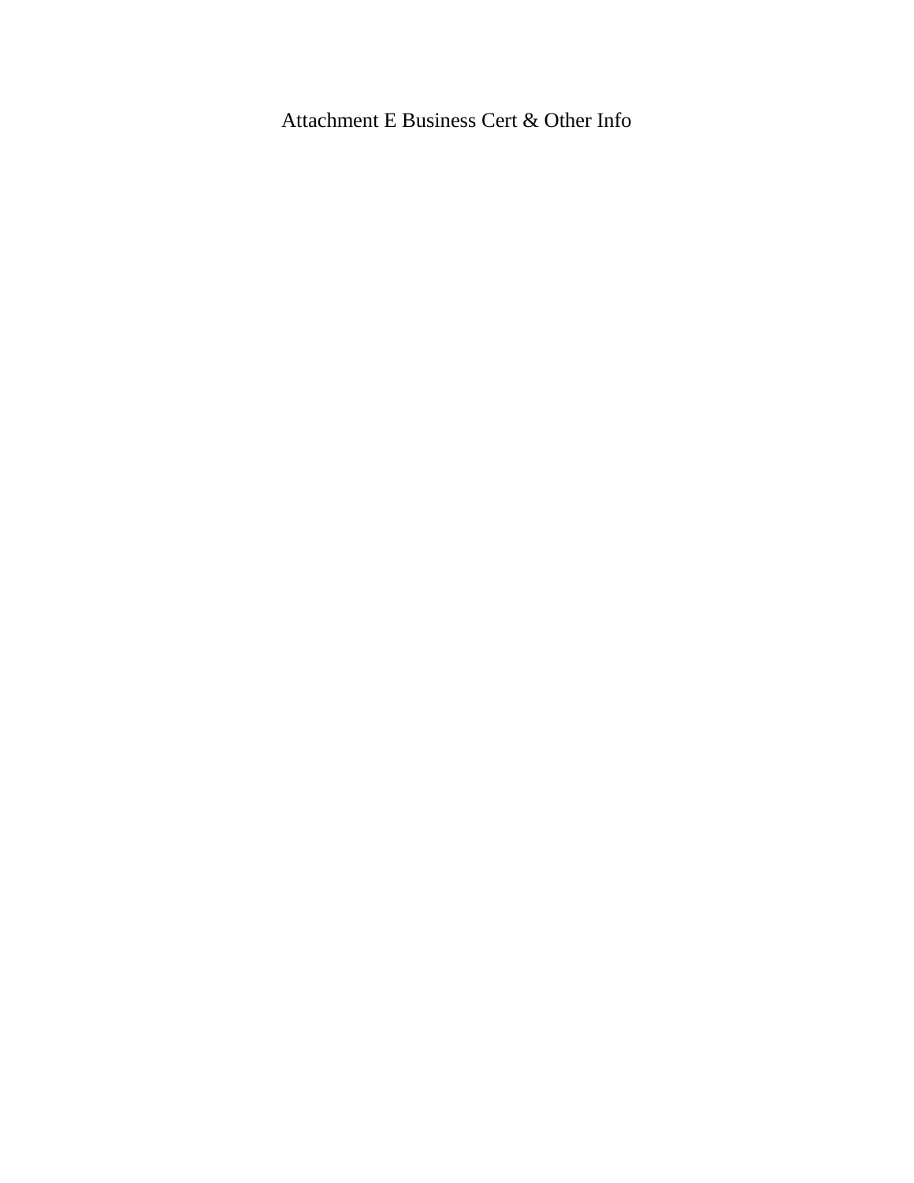# Attachment E Business Cert & Other Info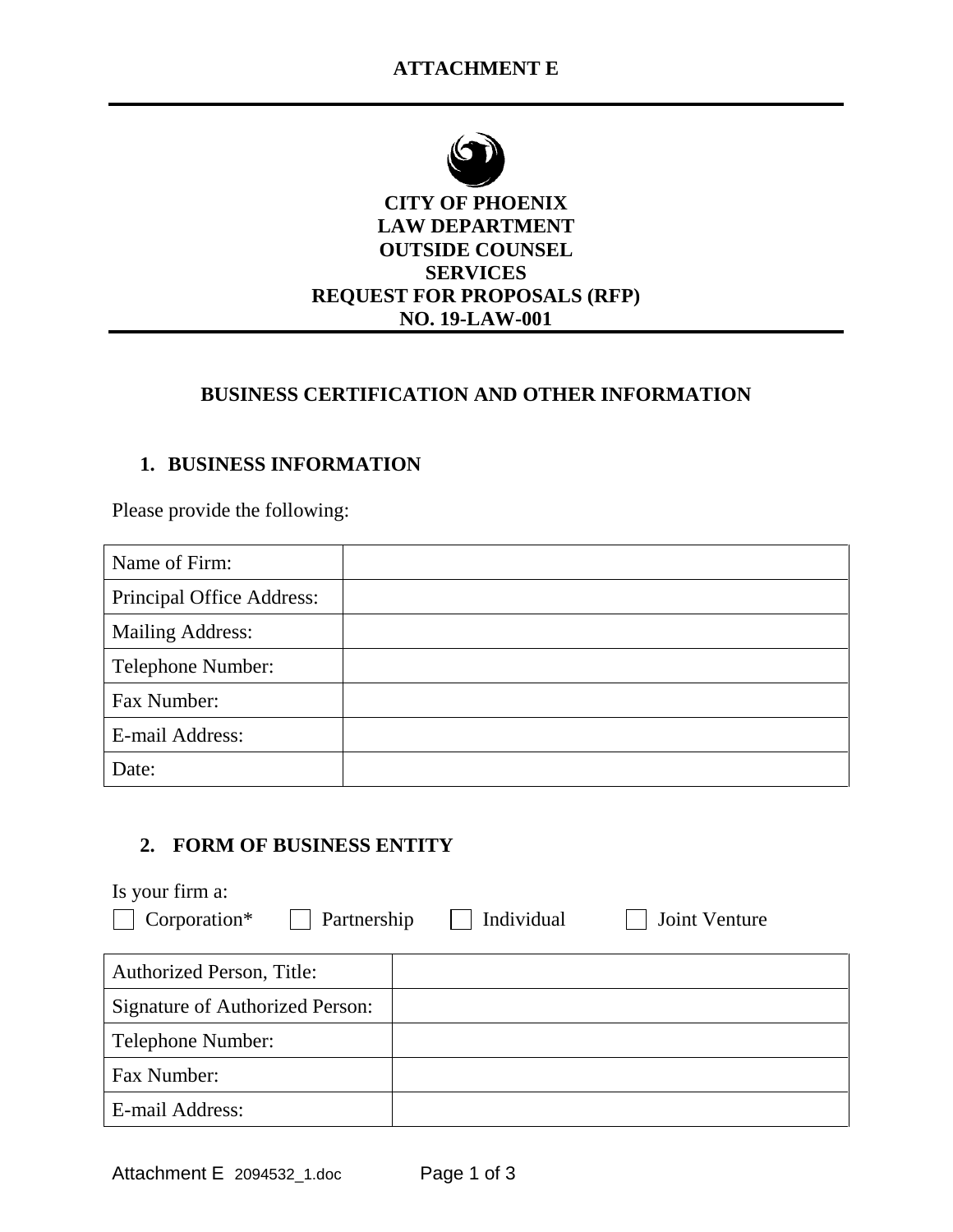# ATTACHMENT E

**CITY OF PHOENIX**
**LAW DEPARTMENT**
**OUTSIDE COUNSEL**
**SERVICES**
**REQUEST FOR PROPOSALS (RFP)**
**NO. 19-LAW-001**

## BUSINESS CERTIFICATION AND OTHER INFORMATION

### 1. BUSINESS INFORMATION

Please provide the following:

| Name of Firm: | |
|---|---|
| Principal Office Address: | |
| Mailing Address: | |
| Telephone Number: | |
| Fax Number: | |
| E-mail Address: | |
| Date: | |

### 2. FORM OF BUSINESS ENTITY

Is your firm a:

☐ Corporation* ☐ Partnership ☐ Individual ☐ Joint Venture

| Authorized Person, Title: | |
|---|---|
| Signature of Authorized Person: | |
| Telephone Number: | |
| Fax Number: | |
| E-mail Address: | |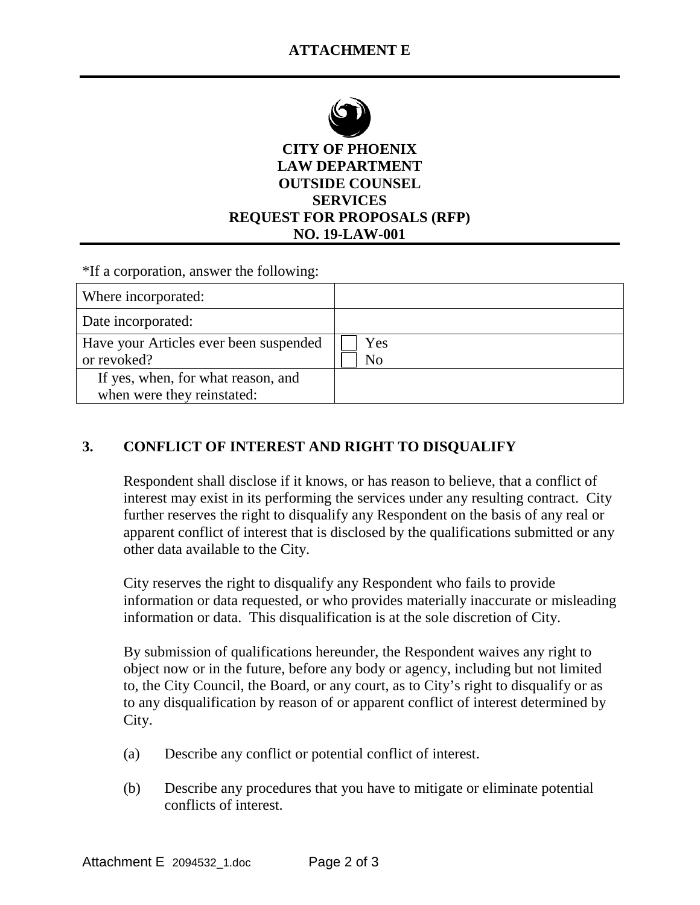**ATTACHMENT E**

**CITY OF PHOENIX**
**LAW DEPARTMENT**
**OUTSIDE COUNSEL**
**SERVICES**
**REQUEST FOR PROPOSALS (RFP)**
**NO. 19-LAW-001**

*If a corporation, answer the following:

| Where incorporated: | |
|---|---|
| Date incorporated: | |
| Have your Articles ever been suspended or revoked? | ☐ Yes<br>☐ No |
| If yes, when, for what reason, and when were they reinstated: | |

## 3. CONFLICT OF INTEREST AND RIGHT TO DISQUALIFY

Respondent shall disclose if it knows, or has reason to believe, that a conflict of interest may exist in its performing the services under any resulting contract. City further reserves the right to disqualify any Respondent on the basis of any real or apparent conflict of interest that is disclosed by the qualifications submitted or any other data available to the City.

City reserves the right to disqualify any Respondent who fails to provide information or data requested, or who provides materially inaccurate or misleading information or data. This disqualification is at the sole discretion of City.

By submission of qualifications hereunder, the Respondent waives any right to object now or in the future, before any body or agency, including but not limited to, the City Council, the Board, or any court, as to City's right to disqualify or as to any disqualification by reason of or apparent conflict of interest determined by City.

(a) Describe any conflict or potential conflict of interest.

(b) Describe any procedures that you have to mitigate or eliminate potential conflicts of interest.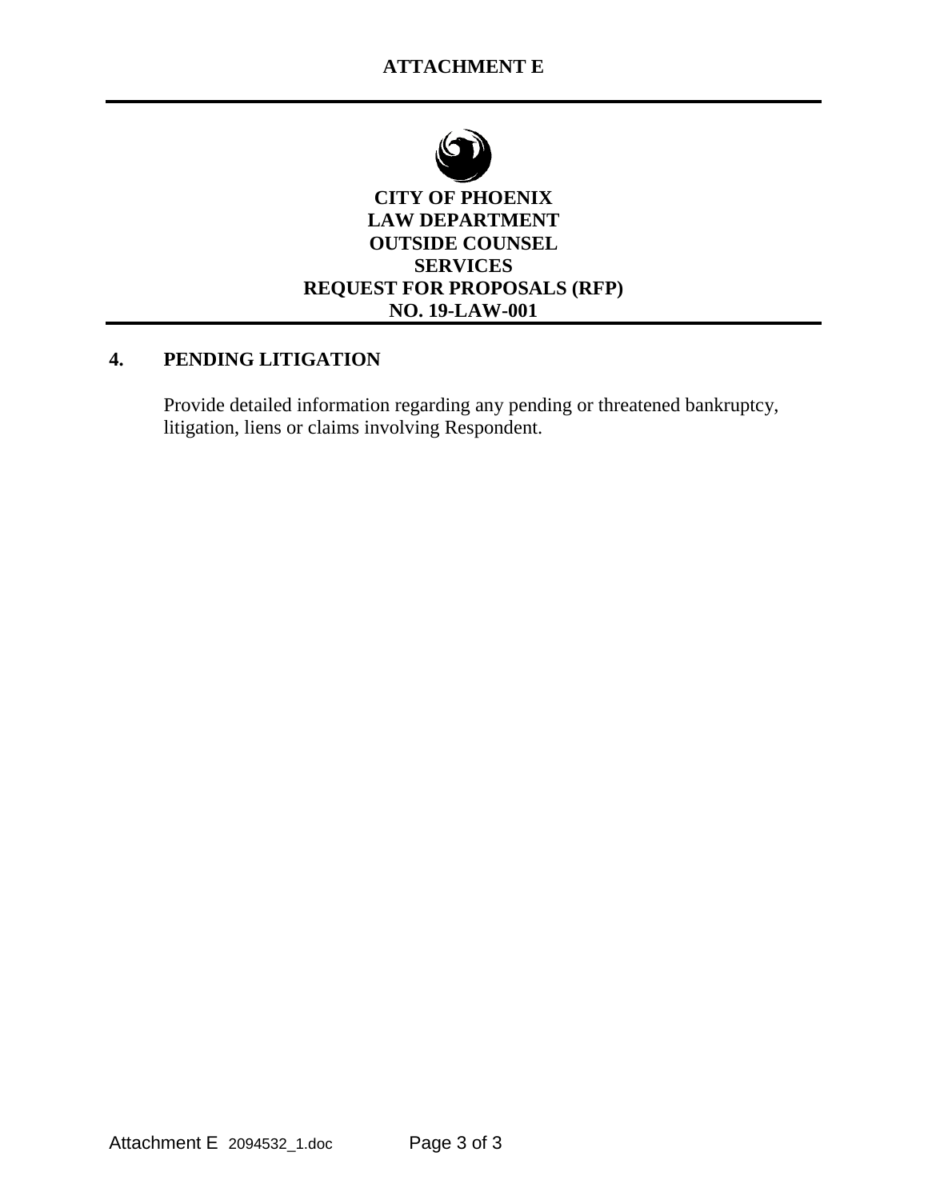**ATTACHMENT E**

---

**CITY OF PHOENIX**
**LAW DEPARTMENT**
**OUTSIDE COUNSEL SERVICES**
**REQUEST FOR PROPOSALS (RFP)**
**NO. 19-LAW-001**

---

## 4. PENDING LITIGATION

Provide detailed information regarding any pending or threatened bankruptcy, litigation, liens or claims involving Respondent.